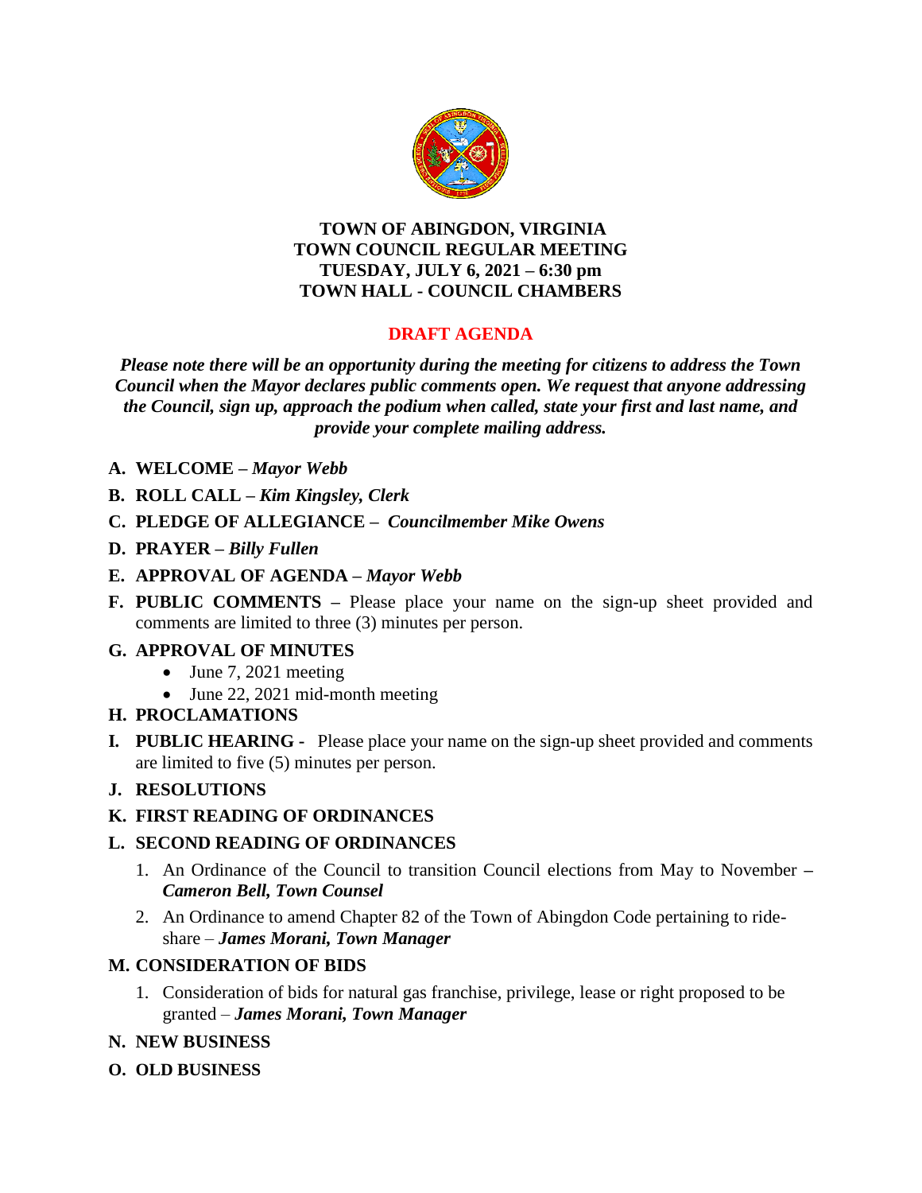# TOWN OF ABINGDON, VIRGINIA
# TOWN COUNCIL REGULAR MEETING
# TUESDAY, JULY 6, 2021 – 6:30 pm
# TOWN HALL - COUNCIL CHAMBERS

## DRAFT AGENDA

***Please note there will be an opportunity during the meeting for citizens to address the Town Council when the Mayor declares public comments open. We request that anyone addressing the Council, sign up, approach the podium when called, state your first and last name, and provide your complete mailing address.***

**A. WELCOME –** ***Mayor Webb***

**B. ROLL CALL –** ***Kim Kingsley, Clerk***

**C. PLEDGE OF ALLEGIANCE –** ***Councilmember Mike Owens***

**D. PRAYER –** ***Billy Fullen***

**E. APPROVAL OF AGENDA –** ***Mayor Webb***

**F. PUBLIC COMMENTS –** Please place your name on the sign-up sheet provided and comments are limited to three (3) minutes per person.

**G. APPROVAL OF MINUTES**

- June 7, 2021 meeting
- June 22, 2021 mid-month meeting

**H. PROCLAMATIONS**

**I. PUBLIC HEARING -** Please place your name on the sign-up sheet provided and comments are limited to five (5) minutes per person.

**J. RESOLUTIONS**

**K. FIRST READING OF ORDINANCES**

**L. SECOND READING OF ORDINANCES**

1. An Ordinance of the Council to transition Council elections from May to November **–** ***Cameron Bell, Town Counsel***
2. An Ordinance to amend Chapter 82 of the Town of Abingdon Code pertaining to ride-share – ***James Morani, Town Manager***

**M. CONSIDERATION OF BIDS**

1. Consideration of bids for natural gas franchise, privilege, lease or right proposed to be granted – ***James Morani, Town Manager***

**N. NEW BUSINESS**

**O. OLD BUSINESS**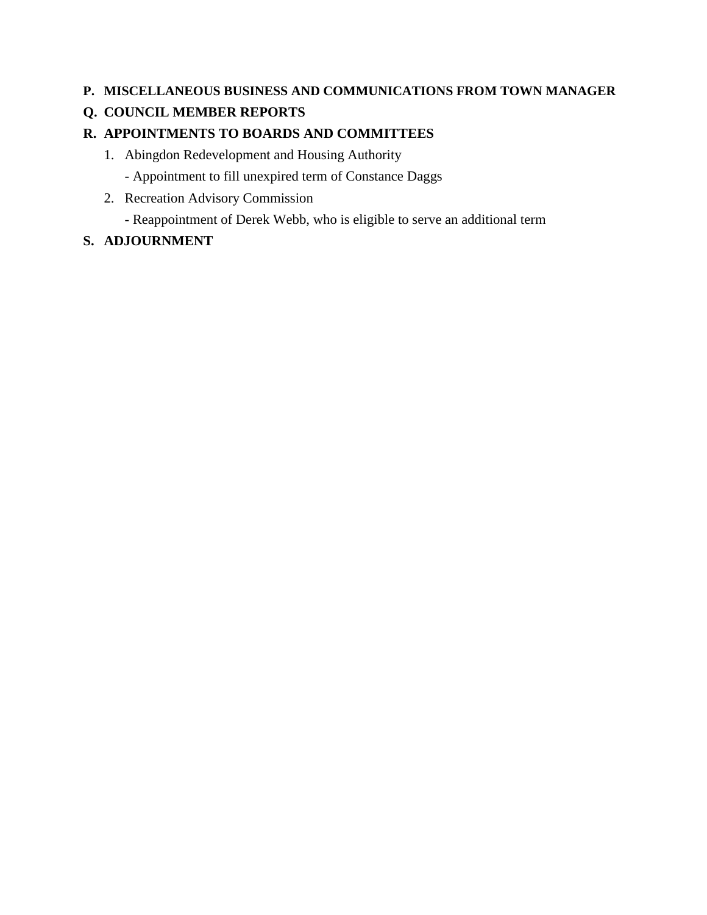**P. MISCELLANEOUS BUSINESS AND COMMUNICATIONS FROM TOWN MANAGER**

**Q. COUNCIL MEMBER REPORTS**

**R. APPOINTMENTS TO BOARDS AND COMMITTEES**

1. Abingdon Redevelopment and Housing Authority
   - Appointment to fill unexpired term of Constance Daggs
2. Recreation Advisory Commission
   - Reappointment of Derek Webb, who is eligible to serve an additional term

**S. ADJOURNMENT**